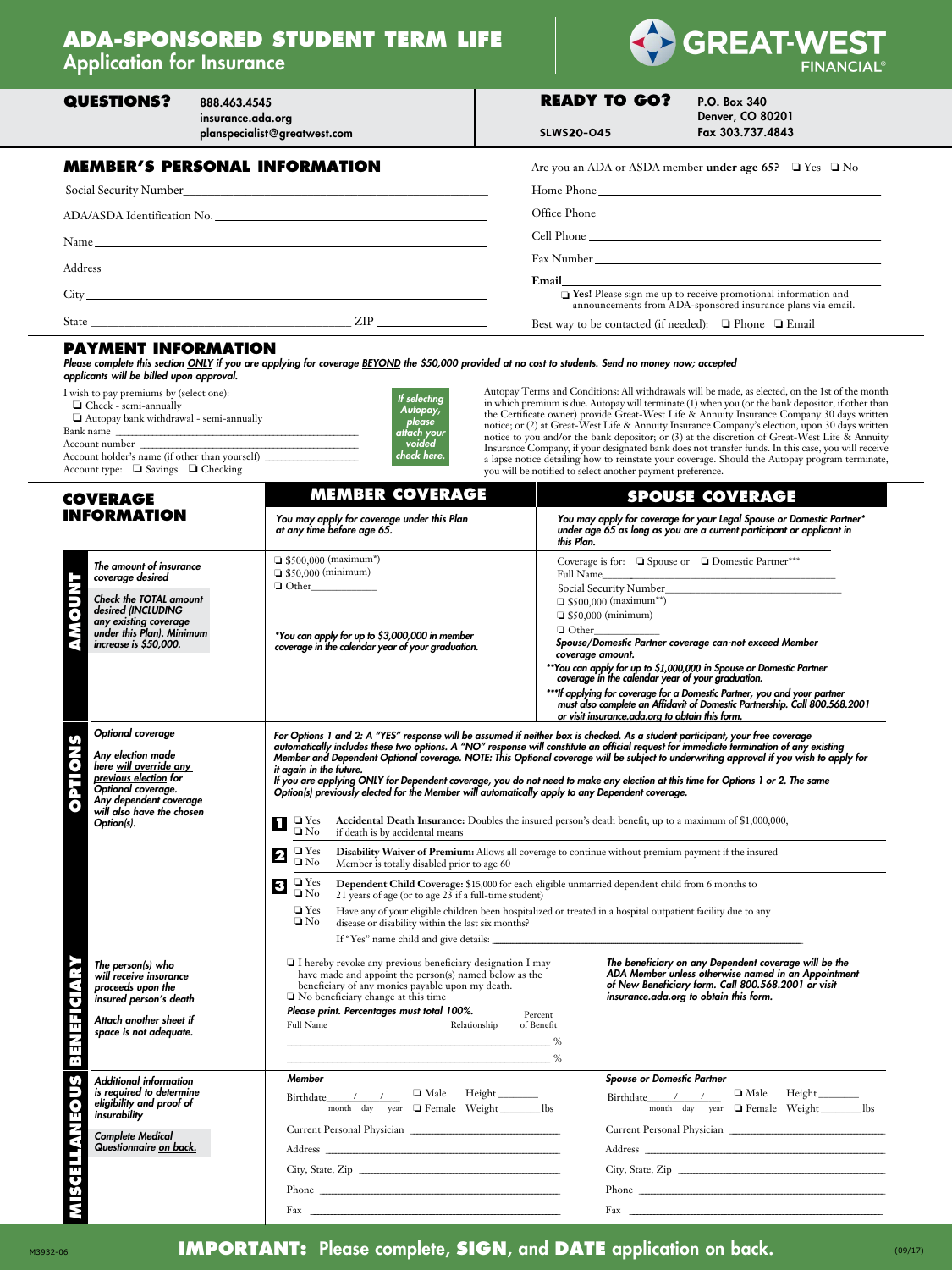# ADA-SPONSORED STUDENT TERM LIFE
## Application for Insurance

GREAT-WEST FINANCIAL®

**QUESTIONS?** 888.463.4545
insurance.ada.org
planspecialist@greatwest.com

**READY TO GO?** P.O. Box 340
Denver, CO 80201
Fax 303.737.4843

SLWS20-045

## MEMBER'S PERSONAL INFORMATION

Social Security Number ____________________

ADA/ASDA Identification No. ____________________

Name ____________________

Address ____________________

City ____________________

State ____________________ ZIP ____________________

Are you an ADA or ASDA member **under age 65?** ❑ Yes ❑ No

Home Phone ____________________

Office Phone ____________________

Cell Phone ____________________

Fax Number ____________________

**Email** ____________________

❑ **Yes!** Please sign me up to receive promotional information and announcements from ADA-sponsored insurance plans via email.

Best way to be contacted (if needed): ❑ Phone ❑ Email

## PAYMENT INFORMATION

***Please complete this section ONLY if you are applying for coverage BEYOND the $50,000 provided at no cost to students. Send no money now; accepted applicants will be billed upon approval.***

I wish to pay premiums by (select one):
❑ Check - semi-annually
❑ Autopay bank withdrawal - semi-annually

Bank name ____________________
Account number ____________________
Account holder's name (if other than yourself) ____________________
Account type: ❑ Savings ❑ Checking

*If selecting Autopay, please attach your voided check here.*

Autopay Terms and Conditions: All withdrawals will be made, as elected, on the 1st of the month in which premium is due. Autopay will terminate (1) when you (or the bank depositor, if other than the Certificate owner) provide Great-West Life & Annuity Insurance Company 30 days written notice; or (2) at Great-West Life & Annuity Insurance Company's election, upon 30 days written notice to you and/or the bank depositor; or (3) at the discretion of Great-West Life & Annuity Insurance Company, if your designated bank does not transfer funds. In this case, you will receive a lapse notice detailing how to reinstate your coverage. Should the Autopay program terminate, you will be notified to select another payment preference.

## COVERAGE INFORMATION

| | MEMBER COVERAGE | SPOUSE COVERAGE |
|---|---|---|
| | *You may apply for coverage under this Plan at any time before age 65.* | *You may apply for coverage for your Legal Spouse or Domestic Partner\* under age 65 as long as you are a current participant or applicant in this Plan.* |
| **AMOUNT** — *The amount of insurance coverage desired* / *Check the TOTAL amount desired (INCLUDING any existing coverage under this Plan). Minimum increase is $50,000.* | ❑ $500,000 (maximum\*)<br>❑ $50,000 (minimum)<br>❑ Other__________<br><br>*\*You can apply for up to $3,000,000 in member coverage in the calendar year of your graduation.* | Coverage is for: ❑ Spouse or ❑ Domestic Partner\*\*\*<br>Full Name__________<br>Social Security Number__________<br>❑ $500,000 (maximum\*\*)<br>❑ $50,000 (minimum)<br>❑ Other__________<br>*Spouse/Domestic Partner coverage can-not exceed Member coverage amount.*<br>*\*\*You can apply for up to $1,000,000 in Spouse or Domestic Partner coverage in the calendar year of your graduation.*<br>*\*\*\*If applying for coverage for a Domestic Partner, you and your partner must also complete an Affidavit of Domestic Partnership. Call 800.568.2001 or visit insurance.ada.org to obtain this form.* |

### OPTIONS

*Optional coverage*

*Any election made here will override any previous election for Optional coverage. Any dependent coverage will also have the chosen Option(s).*

***For Options 1 and 2: A "YES" response will be assumed if neither box is checked. As a student participant, your free coverage automatically includes these two options. A "NO" response will constitute an official request for immediate termination of any existing Member and Dependent Optional coverage. NOTE: This Optional coverage will be subject to underwriting approval if you wish to apply for it again in the future.***
***If you are applying ONLY for Dependent coverage, you do not need to make any election at this time for Options 1 or 2. The same Option(s) previously elected for the Member will automatically apply to any Dependent coverage.***

**1** ❑ Yes ❑ No — **Accidental Death Insurance:** Doubles the insured person's death benefit, up to a maximum of $1,000,000, if death is by accidental means

**2** ❑ Yes ❑ No — **Disability Waiver of Premium:** Allows all coverage to continue without premium payment if the insured Member is totally disabled prior to age 60

**3** ❑ Yes ❑ No — **Dependent Child Coverage:** $15,000 for each eligible unmarried dependent child from 6 months to 21 years of age (or to age 23 if a full-time student)

❑ Yes ❑ No — Have any of your eligible children been hospitalized or treated in a hospital outpatient facility due to any disease or disability within the last six months?

If "Yes" name child and give details: ____________________

### BENEFICIARY

*The person(s) who will receive insurance proceeds upon the insured person's death*

*Attach another sheet if space is not adequate.*

❑ I hereby revoke any previous beneficiary designation I may have made and appoint the person(s) named below as the beneficiary of any monies payable upon my death.
❑ No beneficiary change at this time

***Please print. Percentages must total 100%.***

| Full Name | Relationship | Percent of Benefit |
|---|---|---|
| | | % |
| | | % |

***The beneficiary on any Dependent coverage will be the ADA Member unless otherwise named in an Appointment of New Beneficiary form. Call 800.568.2001 or visit insurance.ada.org to obtain this form.***

### MISCELLANEOUS

*Additional information is required to determine eligibility and proof of insurability*

***Complete Medical Questionnaire on back.***

| *Member* | *Spouse or Domestic Partner* |
|---|---|
| Birthdate ___/___/___ (month day year) ❑ Male ❑ Female Height _______ Weight _______ lbs | Birthdate ___/___/___ (month day year) ❑ Male ❑ Female Height _______ Weight _______ lbs |
| Current Personal Physician __________ | Current Personal Physician __________ |
| Address __________ | Address __________ |
| City, State, Zip __________ | City, State, Zip __________ |
| Phone __________ | Phone __________ |
| Fax __________ | Fax __________ |

**IMPORTANT:** Please complete, **SIGN**, and **DATE** application on back.

M3932-06 (09/17)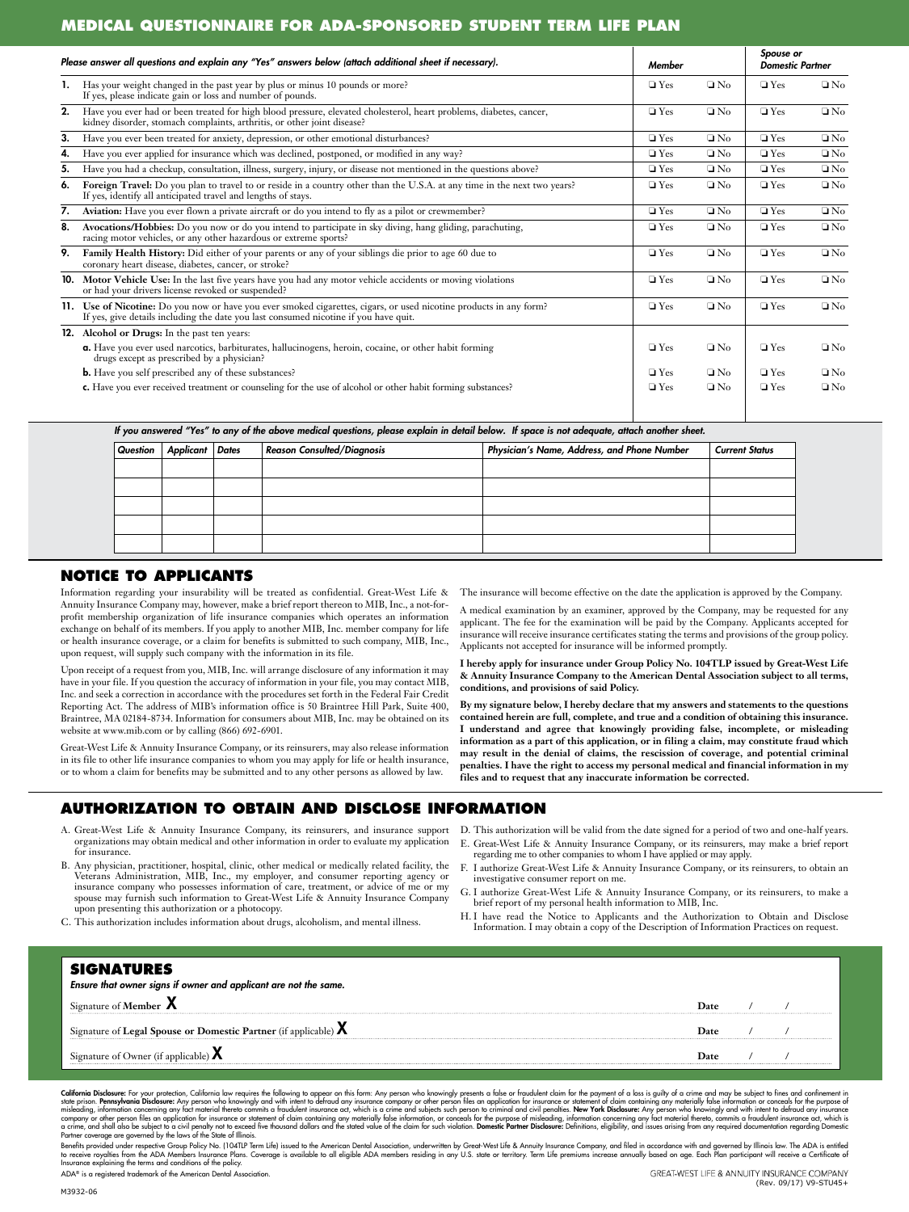# MEDICAL QUESTIONNAIRE FOR ADA-SPONSORED STUDENT TERM LIFE PLAN

| *Please answer all questions and explain any "Yes" answers below (attach additional sheet if necessary).* | *Member* | | *Spouse or Domestic Partner* | |
|---|---|---|---|---|
| **1.** Has your weight changed in the past year by plus or minus 10 pounds or more? If yes, please indicate gain or loss and number of pounds. | ❑ Yes | ❑ No | ❑ Yes | ❑ No |
| **2.** Have you ever had or been treated for high blood pressure, elevated cholesterol, heart problems, diabetes, cancer, kidney disorder, stomach complaints, arthritis, or other joint disease? | ❑ Yes | ❑ No | ❑ Yes | ❑ No |
| **3.** Have you ever been treated for anxiety, depression, or other emotional disturbances? | ❑ Yes | ❑ No | ❑ Yes | ❑ No |
| **4.** Have you ever applied for insurance which was declined, postponed, or modified in any way? | ❑ Yes | ❑ No | ❑ Yes | ❑ No |
| **5.** Have you had a checkup, consultation, illness, surgery, injury, or disease not mentioned in the questions above? | ❑ Yes | ❑ No | ❑ Yes | ❑ No |
| **6. Foreign Travel:** Do you plan to travel to or reside in a country other than the U.S.A. at any time in the next two years? If yes, identify all anticipated travel and lengths of stays. | ❑ Yes | ❑ No | ❑ Yes | ❑ No |
| **7. Aviation:** Have you ever flown a private aircraft or do you intend to fly as a pilot or crewmember? | ❑ Yes | ❑ No | ❑ Yes | ❑ No |
| **8. Avocations/Hobbies:** Do you now or do you intend to participate in sky diving, hang gliding, parachuting, racing motor vehicles, or any other hazardous or extreme sports? | ❑ Yes | ❑ No | ❑ Yes | ❑ No |
| **9. Family Health History:** Did either of your parents or any of your siblings die prior to age 60 due to coronary heart disease, diabetes, cancer, or stroke? | ❑ Yes | ❑ No | ❑ Yes | ❑ No |
| **10. Motor Vehicle Use:** In the last five years have you had any motor vehicle accidents or moving violations or had your drivers license revoked or suspended? | ❑ Yes | ❑ No | ❑ Yes | ❑ No |
| **11. Use of Nicotine:** Do you now or have you ever smoked cigarettes, cigars, or used nicotine products in any form? If yes, give details including the date you last consumed nicotine if you have quit. | ❑ Yes | ❑ No | ❑ Yes | ❑ No |
| **12. Alcohol or Drugs:** In the past ten years: | | | | |
| **a.** Have you ever used narcotics, barbiturates, hallucinogens, heroin, cocaine, or other habit forming drugs except as prescribed by a physician? | ❑ Yes | ❑ No | ❑ Yes | ❑ No |
| **b.** Have you self prescribed any of these substances? | ❑ Yes | ❑ No | ❑ Yes | ❑ No |
| **c.** Have you ever received treatment or counseling for the use of alcohol or other habit forming substances? | ❑ Yes | ❑ No | ❑ Yes | ❑ No |

*If you answered "Yes" to any of the above medical questions, please explain in detail below. If space is not adequate, attach another sheet.*

| *Question* | *Applicant* | *Dates* | *Reason Consulted/Diagnosis* | *Physician's Name, Address, and Phone Number* | *Current Status* |
|---|---|---|---|---|---|
| | | | | | |
| | | | | | |
| | | | | | |
| | | | | | |
| | | | | | |

## NOTICE TO APPLICANTS

Information regarding your insurability will be treated as confidential. Great-West Life & Annuity Insurance Company may, however, make a brief report thereon to MIB, Inc., a not-for-profit membership organization of life insurance companies which operates an information exchange on behalf of its members. If you apply to another MIB, Inc. member company for life or health insurance coverage, or a claim for benefits is submitted to such company, MIB, Inc., upon request, will supply such company with the information in its file.

Upon receipt of a request from you, MIB, Inc. will arrange disclosure of any information it may have in your file. If you question the accuracy of information in your file, you may contact MIB, Inc. and seek a correction in accordance with the procedures set forth in the Federal Fair Credit Reporting Act. The address of MIB's information office is 50 Braintree Hill Park, Suite 400, Braintree, MA 02184-8734. Information for consumers about MIB, Inc. may be obtained on its website at www.mib.com or by calling (866) 692-6901.

Great-West Life & Annuity Insurance Company, or its reinsurers, may also release information in its file to other life insurance companies to whom you may apply for life or health insurance, or to whom a claim for benefits may be submitted and to any other persons as allowed by law.

The insurance will become effective on the date the application is approved by the Company.

A medical examination by an examiner, approved by the Company, may be requested for any applicant. The fee for the examination will be paid by the Company. Applicants accepted for insurance will receive insurance certificates stating the terms and provisions of the group policy. Applicants not accepted for insurance will be informed promptly.

**I hereby apply for insurance under Group Policy No. 104TLP issued by Great-West Life & Annuity Insurance Company to the American Dental Association subject to all terms, conditions, and provisions of said Policy.**

**By my signature below, I hereby declare that my answers and statements to the questions contained herein are full, complete, and true and a condition of obtaining this insurance. I understand and agree that knowingly providing false, incomplete, or misleading information as a part of this application, or in filing a claim, may constitute fraud which may result in the denial of claims, the rescission of coverage, and potential criminal penalties. I have the right to access my personal medical and financial information in my files and to request that any inaccurate information be corrected.**

## AUTHORIZATION TO OBTAIN AND DISCLOSE INFORMATION

A. Great-West Life & Annuity Insurance Company, its reinsurers, and insurance support organizations may obtain medical and other information in order to evaluate my application for insurance.

B. Any physician, practitioner, hospital, clinic, other medical or medically related facility, the Veterans Administration, MIB, Inc., my employer, and consumer reporting agency or insurance company who possesses information of care, treatment, or advice of me or my spouse may furnish such information to Great-West Life & Annuity Insurance Company upon presenting this authorization or a photocopy.

C. This authorization includes information about drugs, alcoholism, and mental illness.

D. This authorization will be valid from the date signed for a period of two and one-half years.

E. Great-West Life & Annuity Insurance Company, or its reinsurers, may make a brief report regarding me to other companies to whom I have applied or may apply.

F. I authorize Great-West Life & Annuity Insurance Company, or its reinsurers, to obtain an investigative consumer report on me.

G. I authorize Great-West Life & Annuity Insurance Company, or its reinsurers, to make a brief report of my personal health information to MIB, Inc.

H. I have read the Notice to Applicants and the Authorization to Obtain and Disclose Information. I may obtain a copy of the Description of Information Practices on request.

## SIGNATURES

*Ensure that owner signs if owner and applicant are not the same.*

Signature of **Member X** ____________________ **Date** / /

Signature of **Legal Spouse or Domestic Partner** (if applicable) **X** ____________________ **Date** / /

Signature of Owner (if applicable) **X** ____________________ **Date** / /

**California Disclosure:** For your protection, California law requires the following to appear on this form: Any person who knowingly presents a false or fraudulent claim for the payment of a loss is guilty of a crime and may be subject to fines and confinement in state prison. **Pennsylvania Disclosure:** Any person who knowingly and with intent to defraud any insurance company or other person files an application for insurance or statement of claim containing any materially false information or conceals for the purpose of misleading, information concerning any fact material thereto commits a fraudulent insurance act, which is a crime and subjects such person to criminal and civil penalties. **New York Disclosure:** Any person who knowingly and with intent to defraud any insurance company or other person files an application for insurance or statement of claim containing any materially false information, or conceals for the purpose of misleading, information concerning any fact material thereto, commits a fraudulent insurance act, which is a crime, and shall also be subject to a civil penalty not to exceed five thousand dollars and the stated value of the claim for such violation. **Domestic Partner Disclosure:** Definitions, eligibility, and issues arising from any required documentation regarding Domestic Partner coverage are governed by the laws of the State of Illinois.

Benefits provided under respective Group Policy No. (104TLP Term Life) issued to the American Dental Association, underwritten by Great-West Life & Annuity Insurance Company, and filed in accordance with and governed by Illinois law. The ADA is entitled to receive royalties from the ADA Members Insurance Plans. Coverage is available to all eligible ADA members residing in any U.S. state or territory. Term Life premiums increase annually based on age. Each Plan participant will receive a Certificate of Insurance explaining the terms and conditions of the policy.

ADA® is a registered trademark of the American Dental Association.

GREAT-WEST LIFE & ANNUITY INSURANCE COMPANY
(Rev. 09/17) V9-STU45+

M3932-06